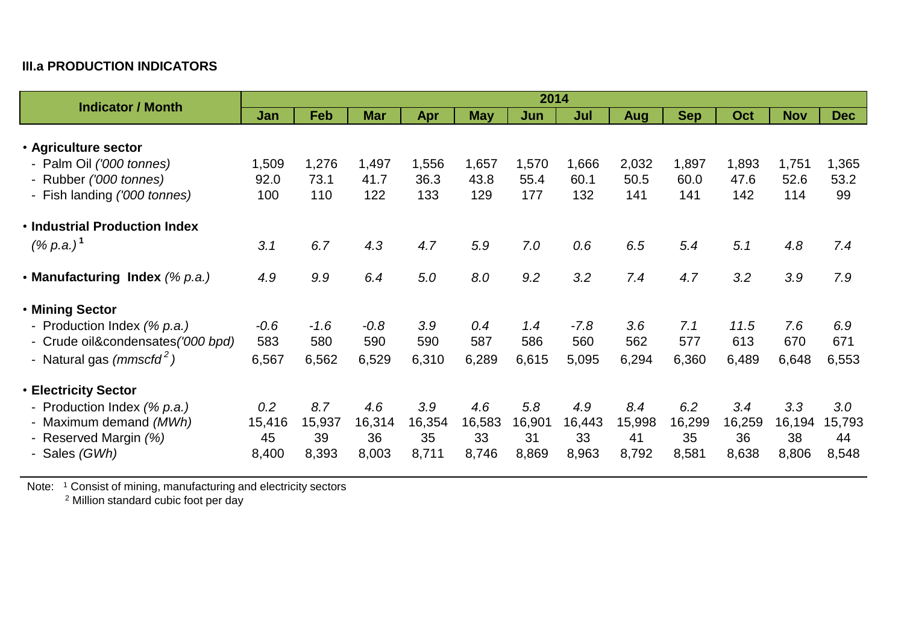### III.a PRODUCTION INDICATORS

| Indicator / Month | 2014 | | | | | | | | | | | |
|---|---|---|---|---|---|---|---|---|---|---|---|---|
| | Jan | Feb | Mar | Apr | May | Jun | Jul | Aug | Sep | Oct | Nov | Dec |
| • **Agriculture sector** | | | | | | | | | | | | |
| - Palm Oil *('000 tonnes)* | 1,509 | 1,276 | 1,497 | 1,556 | 1,657 | 1,570 | 1,666 | 2,032 | 1,897 | 1,893 | 1,751 | 1,365 |
| - Rubber *('000 tonnes)* | 92.0 | 73.1 | 41.7 | 36.3 | 43.8 | 55.4 | 60.1 | 50.5 | 60.0 | 47.6 | 52.6 | 53.2 |
| - Fish landing *('000 tonnes)* | 100 | 110 | 122 | 133 | 129 | 177 | 132 | 141 | 141 | 142 | 114 | 99 |
| • **Industrial Production Index** *(% p.a.)* [1] | *3.1* | *6.7* | *4.3* | *4.7* | *5.9* | *7.0* | *0.6* | *6.5* | *5.4* | *5.1* | *4.8* | *7.4* |
| • **Manufacturing Index** *(% p.a.)* | *4.9* | *9.9* | *6.4* | *5.0* | *8.0* | *9.2* | *3.2* | *7.4* | *4.7* | *3.2* | *3.9* | *7.9* |
| • **Mining Sector** | | | | | | | | | | | | |
| - Production Index *(% p.a.)* | *-0.6* | *-1.6* | *-0.8* | *3.9* | *0.4* | *1.4* | *-7.8* | *3.6* | *7.1* | *11.5* | *7.6* | *6.9* |
| - Crude oil&condensates*('000 bpd)* | 583 | 580 | 590 | 590 | 587 | 586 | 560 | 562 | 577 | 613 | 670 | 671 |
| - Natural gas *(mmscfd* [2]*)* | 6,567 | 6,562 | 6,529 | 6,310 | 6,289 | 6,615 | 5,095 | 6,294 | 6,360 | 6,489 | 6,648 | 6,553 |
| • **Electricity Sector** | | | | | | | | | | | | |
| - Production Index *(% p.a.)* | *0.2* | *8.7* | *4.6* | *3.9* | *4.6* | *5.8* | *4.9* | *8.4* | *6.2* | *3.4* | *3.3* | *3.0* |
| - Maximum demand *(MWh)* | 15,416 | 15,937 | 16,314 | 16,354 | 16,583 | 16,901 | 16,443 | 15,998 | 16,299 | 16,259 | 16,194 | 15,793 |
| - Reserved Margin *(%)* | 45 | 39 | 36 | 35 | 33 | 31 | 33 | 41 | 35 | 36 | 38 | 44 |
| - Sales *(GWh)* | 8,400 | 8,393 | 8,003 | 8,711 | 8,746 | 8,869 | 8,963 | 8,792 | 8,581 | 8,638 | 8,806 | 8,548 |

Note: [1] Consist of mining, manufacturing and electricity sectors
[2] Million standard cubic foot per day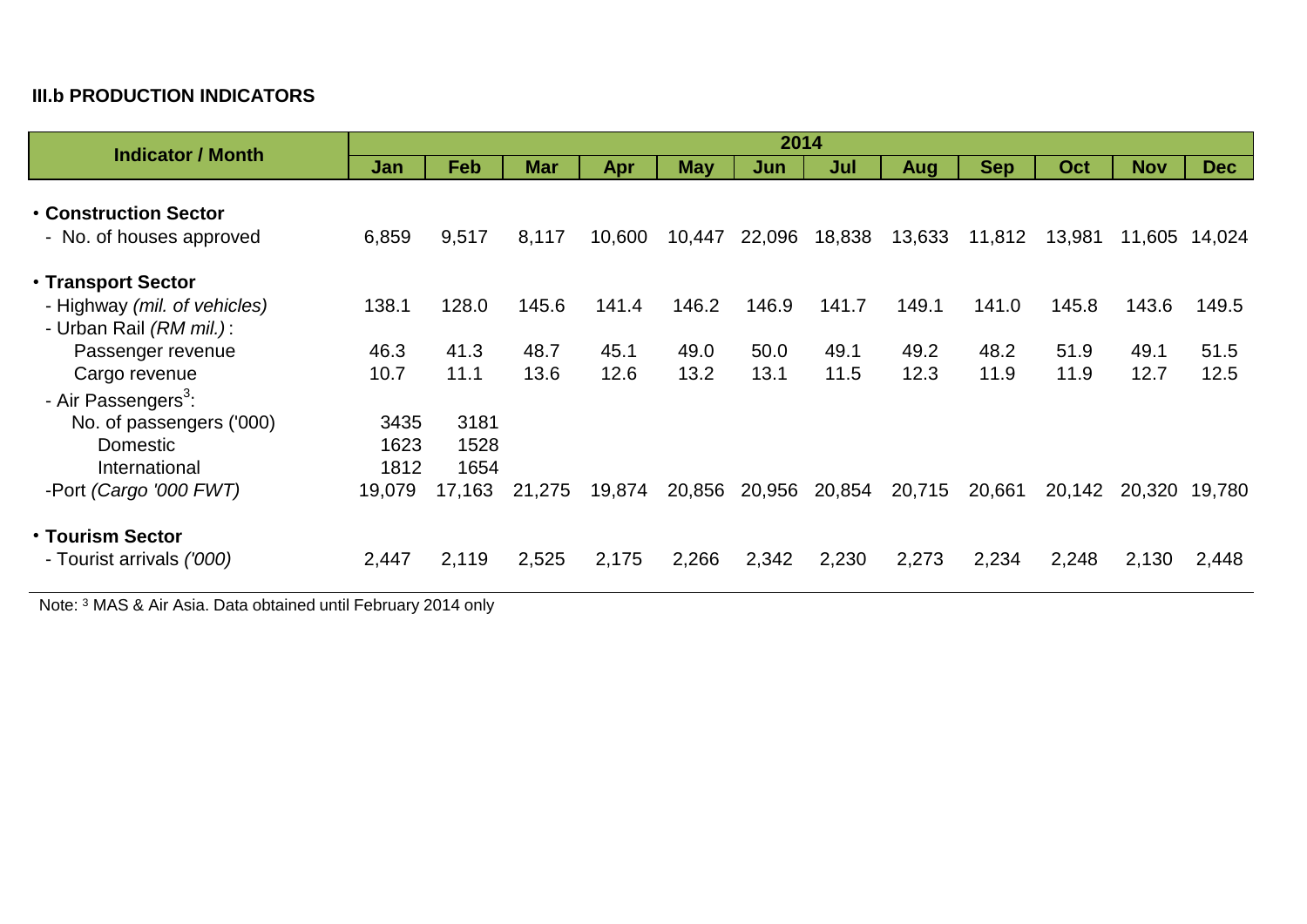### III.b PRODUCTION INDICATORS

| Indicator / Month | 2014 | | | | | | | | | | | |
|---|---|---|---|---|---|---|---|---|---|---|---|---|
| | Jan | Feb | Mar | Apr | May | Jun | Jul | Aug | Sep | Oct | Nov | Dec |
| • **Construction Sector** | | | | | | | | | | | | |
| - No. of houses approved | 6,859 | 9,517 | 8,117 | 10,600 | 10,447 | 22,096 | 18,838 | 13,633 | 11,812 | 13,981 | 11,605 | 14,024 |
| • **Transport Sector** | | | | | | | | | | | | |
| - Highway *(mil. of vehicles)* | 138.1 | 128.0 | 145.6 | 141.4 | 146.2 | 146.9 | 141.7 | 149.1 | 141.0 | 145.8 | 143.6 | 149.5 |
| - Urban Rail *(RM mil.)* : | | | | | | | | | | | | |
| Passenger revenue | 46.3 | 41.3 | 48.7 | 45.1 | 49.0 | 50.0 | 49.1 | 49.2 | 48.2 | 51.9 | 49.1 | 51.5 |
| Cargo revenue | 10.7 | 11.1 | 13.6 | 12.6 | 13.2 | 13.1 | 11.5 | 12.3 | 11.9 | 11.9 | 12.7 | 12.5 |
| - Air Passengers[3]: | | | | | | | | | | | | |
| No. of passengers ('000) | 3435 | 3181 | | | | | | | | | | |
| Domestic | 1623 | 1528 | | | | | | | | | | |
| International | 1812 | 1654 | | | | | | | | | | |
| -Port *(Cargo '000 FWT)* | 19,079 | 17,163 | 21,275 | 19,874 | 20,856 | 20,956 | 20,854 | 20,715 | 20,661 | 20,142 | 20,320 | 19,780 |
| • **Tourism Sector** | | | | | | | | | | | | |
| - Tourist arrivals *('000)* | 2,447 | 2,119 | 2,525 | 2,175 | 2,266 | 2,342 | 2,230 | 2,273 | 2,234 | 2,248 | 2,130 | 2,448 |

Note: [3] MAS & Air Asia. Data obtained until February 2014 only